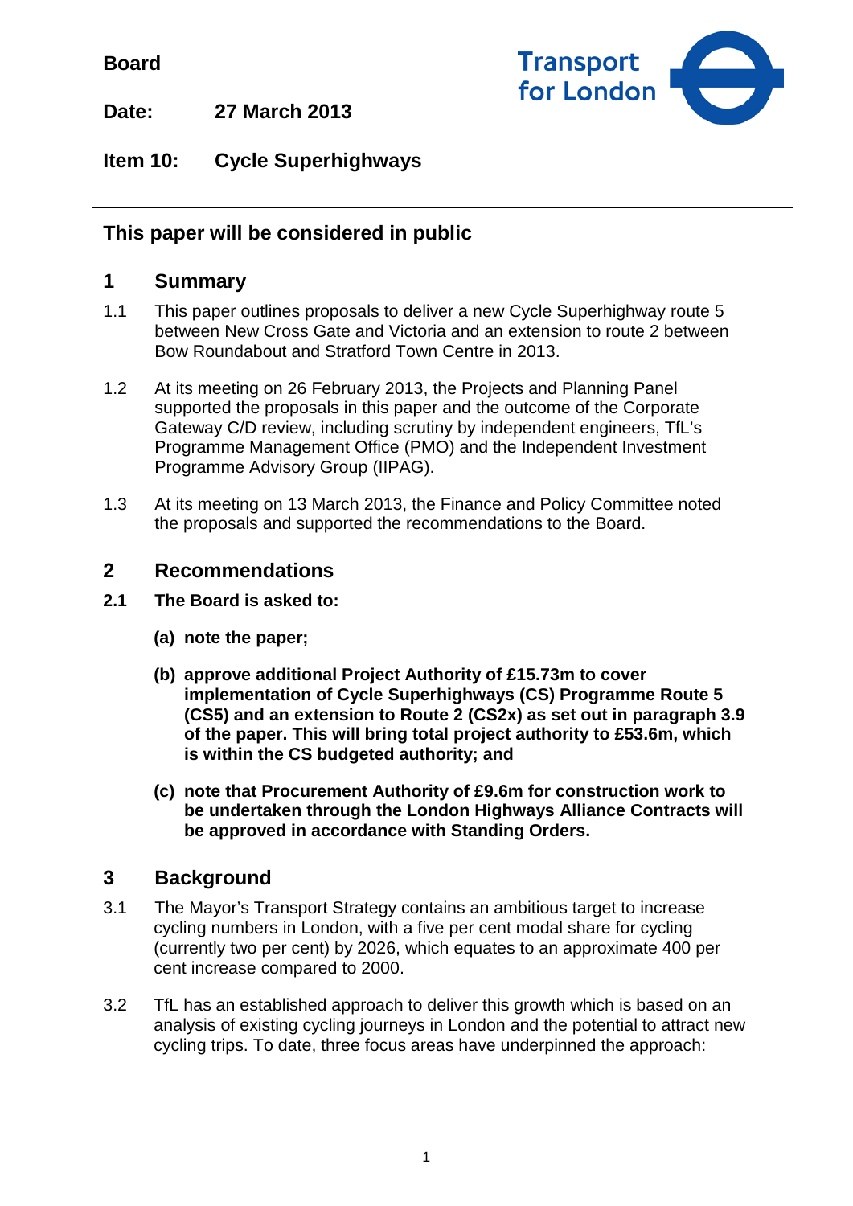**Board**

**Date: 27 March 2013**

**Item 10: Cycle Superhighways**

---

**This paper will be considered in public**

## 1 Summary

1.1 This paper outlines proposals to deliver a new Cycle Superhighway route 5 between New Cross Gate and Victoria and an extension to route 2 between Bow Roundabout and Stratford Town Centre in 2013.

1.2 At its meeting on 26 February 2013, the Projects and Planning Panel supported the proposals in this paper and the outcome of the Corporate Gateway C/D review, including scrutiny by independent engineers, TfL's Programme Management Office (PMO) and the Independent Investment Programme Advisory Group (IIPAG).

1.3 At its meeting on 13 March 2013, the Finance and Policy Committee noted the proposals and supported the recommendations to the Board.

## 2 Recommendations

**2.1 The Board is asked to:**

**(a) note the paper;**

**(b) approve additional Project Authority of £15.73m to cover implementation of Cycle Superhighways (CS) Programme Route 5 (CS5) and an extension to Route 2 (CS2x) as set out in paragraph 3.9 of the paper. This will bring total project authority to £53.6m, which is within the CS budgeted authority; and**

**(c) note that Procurement Authority of £9.6m for construction work to be undertaken through the London Highways Alliance Contracts will be approved in accordance with Standing Orders.**

## 3 Background

3.1 The Mayor's Transport Strategy contains an ambitious target to increase cycling numbers in London, with a five per cent modal share for cycling (currently two per cent) by 2026, which equates to an approximate 400 per cent increase compared to 2000.

3.2 TfL has an established approach to deliver this growth which is based on an analysis of existing cycling journeys in London and the potential to attract new cycling trips. To date, three focus areas have underpinned the approach: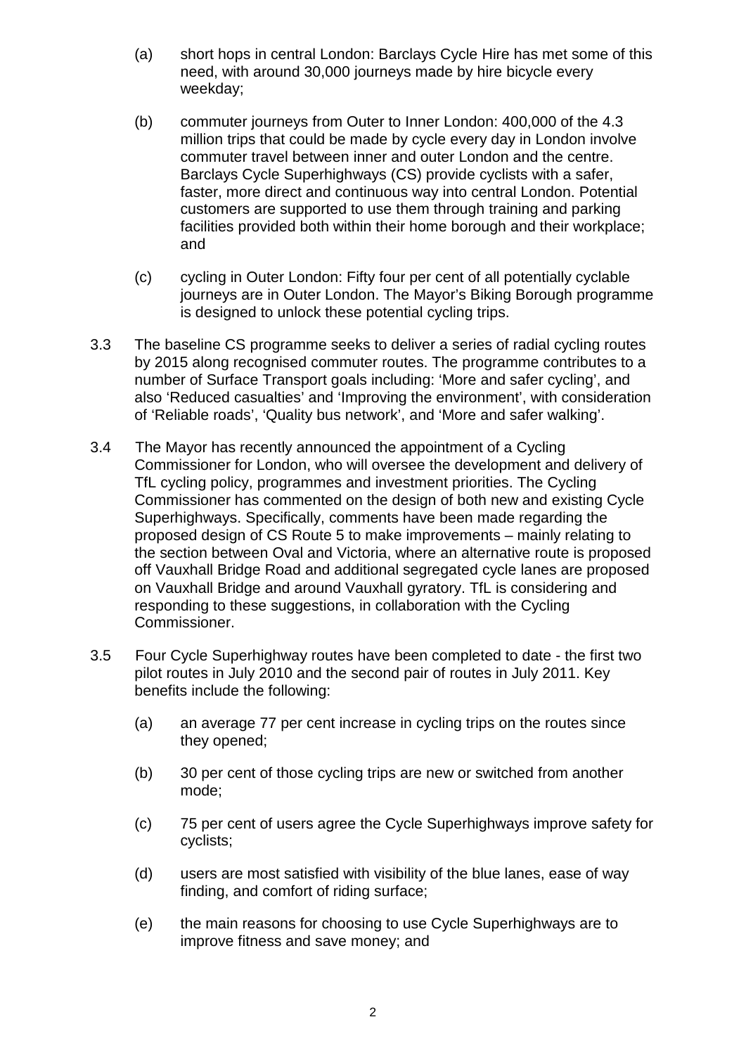(a) short hops in central London: Barclays Cycle Hire has met some of this need, with around 30,000 journeys made by hire bicycle every weekday;

(b) commuter journeys from Outer to Inner London: 400,000 of the 4.3 million trips that could be made by cycle every day in London involve commuter travel between inner and outer London and the centre. Barclays Cycle Superhighways (CS) provide cyclists with a safer, faster, more direct and continuous way into central London. Potential customers are supported to use them through training and parking facilities provided both within their home borough and their workplace; and

(c) cycling in Outer London: Fifty four per cent of all potentially cyclable journeys are in Outer London. The Mayor's Biking Borough programme is designed to unlock these potential cycling trips.

3.3 The baseline CS programme seeks to deliver a series of radial cycling routes by 2015 along recognised commuter routes. The programme contributes to a number of Surface Transport goals including: 'More and safer cycling', and also 'Reduced casualties' and 'Improving the environment', with consideration of 'Reliable roads', 'Quality bus network', and 'More and safer walking'.

3.4 The Mayor has recently announced the appointment of a Cycling Commissioner for London, who will oversee the development and delivery of TfL cycling policy, programmes and investment priorities. The Cycling Commissioner has commented on the design of both new and existing Cycle Superhighways. Specifically, comments have been made regarding the proposed design of CS Route 5 to make improvements – mainly relating to the section between Oval and Victoria, where an alternative route is proposed off Vauxhall Bridge Road and additional segregated cycle lanes are proposed on Vauxhall Bridge and around Vauxhall gyratory. TfL is considering and responding to these suggestions, in collaboration with the Cycling Commissioner.

3.5 Four Cycle Superhighway routes have been completed to date - the first two pilot routes in July 2010 and the second pair of routes in July 2011. Key benefits include the following:

(a) an average 77 per cent increase in cycling trips on the routes since they opened;

(b) 30 per cent of those cycling trips are new or switched from another mode;

(c) 75 per cent of users agree the Cycle Superhighways improve safety for cyclists;

(d) users are most satisfied with visibility of the blue lanes, ease of way finding, and comfort of riding surface;

(e) the main reasons for choosing to use Cycle Superhighways are to improve fitness and save money; and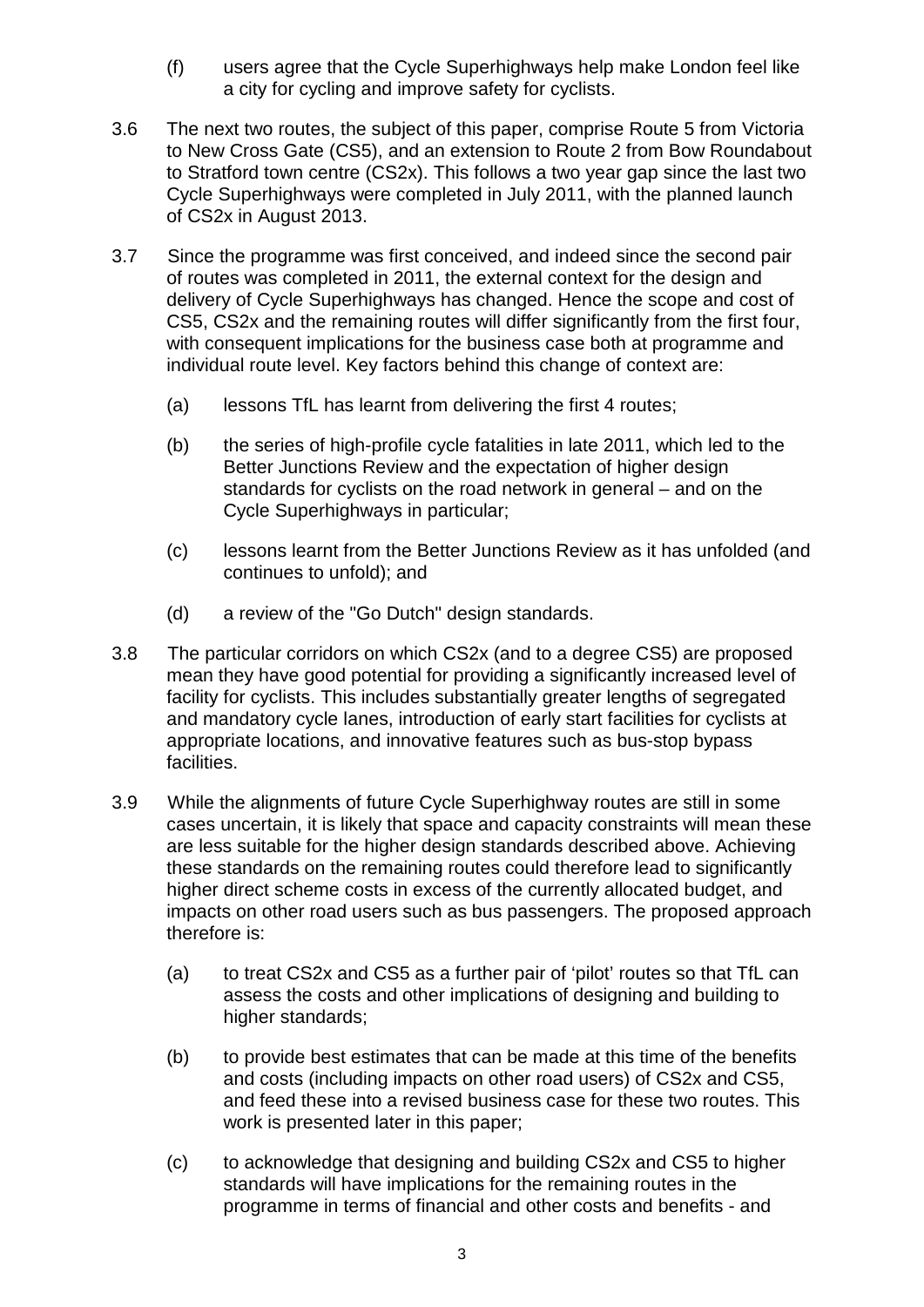(f) users agree that the Cycle Superhighways help make London feel like a city for cycling and improve safety for cyclists.

3.6 The next two routes, the subject of this paper, comprise Route 5 from Victoria to New Cross Gate (CS5), and an extension to Route 2 from Bow Roundabout to Stratford town centre (CS2x). This follows a two year gap since the last two Cycle Superhighways were completed in July 2011, with the planned launch of CS2x in August 2013.

3.7 Since the programme was first conceived, and indeed since the second pair of routes was completed in 2011, the external context for the design and delivery of Cycle Superhighways has changed. Hence the scope and cost of CS5, CS2x and the remaining routes will differ significantly from the first four, with consequent implications for the business case both at programme and individual route level. Key factors behind this change of context are:

(a) lessons TfL has learnt from delivering the first 4 routes;

(b) the series of high-profile cycle fatalities in late 2011, which led to the Better Junctions Review and the expectation of higher design standards for cyclists on the road network in general – and on the Cycle Superhighways in particular;

(c) lessons learnt from the Better Junctions Review as it has unfolded (and continues to unfold); and

(d) a review of the "Go Dutch" design standards.

3.8 The particular corridors on which CS2x (and to a degree CS5) are proposed mean they have good potential for providing a significantly increased level of facility for cyclists. This includes substantially greater lengths of segregated and mandatory cycle lanes, introduction of early start facilities for cyclists at appropriate locations, and innovative features such as bus-stop bypass facilities.

3.9 While the alignments of future Cycle Superhighway routes are still in some cases uncertain, it is likely that space and capacity constraints will mean these are less suitable for the higher design standards described above. Achieving these standards on the remaining routes could therefore lead to significantly higher direct scheme costs in excess of the currently allocated budget, and impacts on other road users such as bus passengers. The proposed approach therefore is:

(a) to treat CS2x and CS5 as a further pair of 'pilot' routes so that TfL can assess the costs and other implications of designing and building to higher standards;

(b) to provide best estimates that can be made at this time of the benefits and costs (including impacts on other road users) of CS2x and CS5, and feed these into a revised business case for these two routes. This work is presented later in this paper;

(c) to acknowledge that designing and building CS2x and CS5 to higher standards will have implications for the remaining routes in the programme in terms of financial and other costs and benefits - and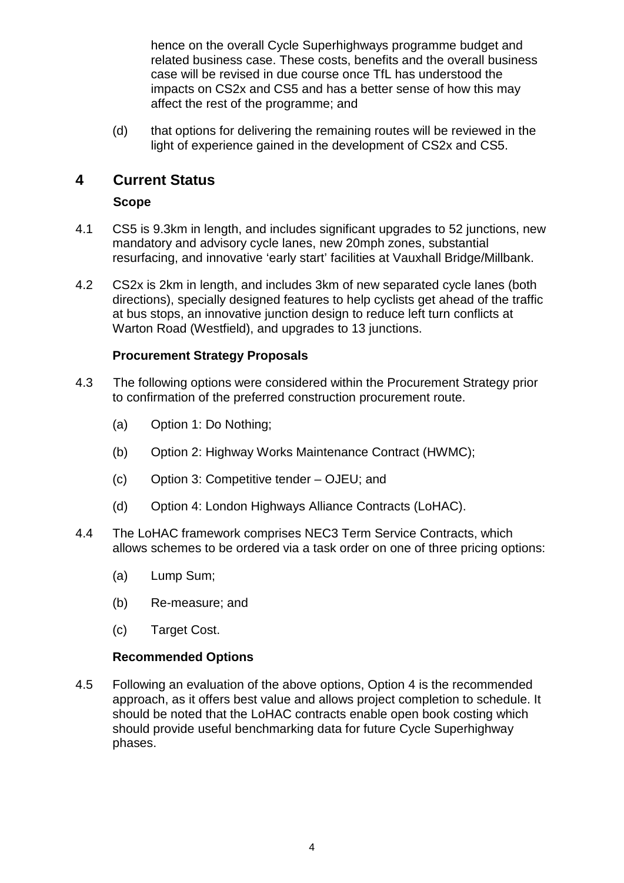hence on the overall Cycle Superhighways programme budget and related business case. These costs, benefits and the overall business case will be revised in due course once TfL has understood the impacts on CS2x and CS5 and has a better sense of how this may affect the rest of the programme; and

(d) that options for delivering the remaining routes will be reviewed in the light of experience gained in the development of CS2x and CS5.

## 4 Current Status

### Scope

4.1 CS5 is 9.3km in length, and includes significant upgrades to 52 junctions, new mandatory and advisory cycle lanes, new 20mph zones, substantial resurfacing, and innovative 'early start' facilities at Vauxhall Bridge/Millbank.

4.2 CS2x is 2km in length, and includes 3km of new separated cycle lanes (both directions), specially designed features to help cyclists get ahead of the traffic at bus stops, an innovative junction design to reduce left turn conflicts at Warton Road (Westfield), and upgrades to 13 junctions.

### Procurement Strategy Proposals

4.3 The following options were considered within the Procurement Strategy prior to confirmation of the preferred construction procurement route.

(a) Option 1: Do Nothing;

(b) Option 2: Highway Works Maintenance Contract (HWMC);

(c) Option 3: Competitive tender – OJEU; and

(d) Option 4: London Highways Alliance Contracts (LoHAC).

4.4 The LoHAC framework comprises NEC3 Term Service Contracts, which allows schemes to be ordered via a task order on one of three pricing options:

(a) Lump Sum;

(b) Re-measure; and

(c) Target Cost.

### Recommended Options

4.5 Following an evaluation of the above options, Option 4 is the recommended approach, as it offers best value and allows project completion to schedule. It should be noted that the LoHAC contracts enable open book costing which should provide useful benchmarking data for future Cycle Superhighway phases.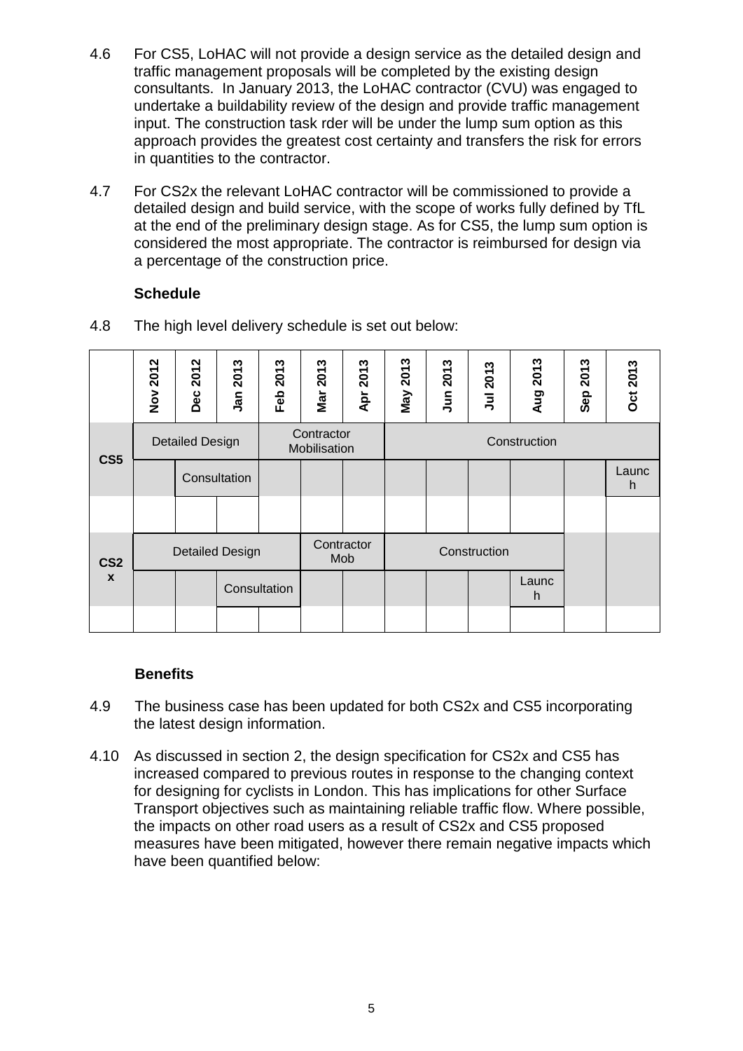4.6 For CS5, LoHAC will not provide a design service as the detailed design and traffic management proposals will be completed by the existing design consultants. In January 2013, the LoHAC contractor (CVU) was engaged to undertake a buildability review of the design and provide traffic management input. The construction task rder will be under the lump sum option as this approach provides the greatest cost certainty and transfers the risk for errors in quantities to the contractor.

4.7 For CS2x the relevant LoHAC contractor will be commissioned to provide a detailed design and build service, with the scope of works fully defined by TfL at the end of the preliminary design stage. As for CS5, the lump sum option is considered the most appropriate. The contractor is reimbursed for design via a percentage of the construction price.

**Schedule**

4.8 The high level delivery schedule is set out below:

| | Nov 2012 | Dec 2012 | Jan 2013 | Feb 2013 | Mar 2013 | Apr 2013 | May 2013 | Jun 2013 | Jul 2013 | Aug 2013 | Sep 2013 | Oct 2013 |
|---|---|---|---|---|---|---|---|---|---|---|---|---|
| **CS5** | Detailed Design | | | Contractor Mobilisation | | | Construction | | | | | |
| | | Consultation | | | | | | | | | | Launch |
| | | | | | | | | | | | | |
| **CS2x** | Detailed Design | | | | Contractor Mob | | Construction | | | | | |
| | | | Consultation | | | | | | | Launch | | |
| | | | | | | | | | | | | |

**Benefits**

4.9 The business case has been updated for both CS2x and CS5 incorporating the latest design information.

4.10 As discussed in section 2, the design specification for CS2x and CS5 has increased compared to previous routes in response to the changing context for designing for cyclists in London. This has implications for other Surface Transport objectives such as maintaining reliable traffic flow. Where possible, the impacts on other road users as a result of CS2x and CS5 proposed measures have been mitigated, however there remain negative impacts which have been quantified below: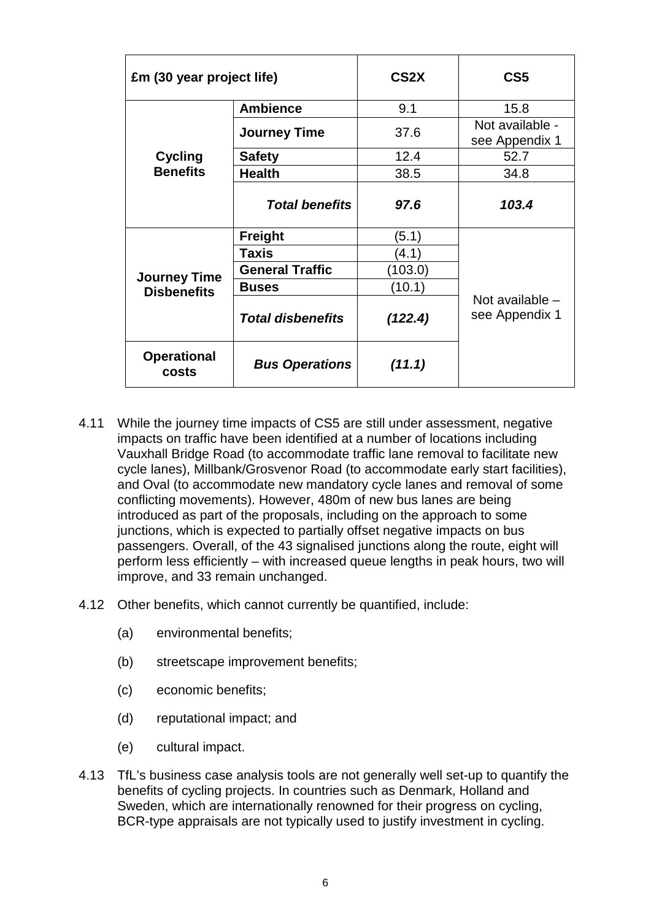| £m (30 year project life) | | CS2X | CS5 |
|---|---|---|---|
| **Cycling Benefits** | **Ambience** | 9.1 | 15.8 |
| | **Journey Time** | 37.6 | Not available - see Appendix 1 |
| | **Safety** | 12.4 | 52.7 |
| | **Health** | 38.5 | 34.8 |
| | ***Total benefits*** | ***97.6*** | ***103.4*** |
| **Journey Time Disbenefits** | **Freight** | (5.1) | Not available – see Appendix 1 |
| | **Taxis** | (4.1) | |
| | **General Traffic** | (103.0) | |
| | **Buses** | (10.1) | |
| | ***Total disbenefits*** | ***(122.4)*** | |
| **Operational costs** | ***Bus Operations*** | ***(11.1)*** | |

4.11 While the journey time impacts of CS5 are still under assessment, negative impacts on traffic have been identified at a number of locations including Vauxhall Bridge Road (to accommodate traffic lane removal to facilitate new cycle lanes), Millbank/Grosvenor Road (to accommodate early start facilities), and Oval (to accommodate new mandatory cycle lanes and removal of some conflicting movements). However, 480m of new bus lanes are being introduced as part of the proposals, including on the approach to some junctions, which is expected to partially offset negative impacts on bus passengers. Overall, of the 43 signalised junctions along the route, eight will perform less efficiently – with increased queue lengths in peak hours, two will improve, and 33 remain unchanged.

4.12 Other benefits, which cannot currently be quantified, include:

(a) environmental benefits;

(b) streetscape improvement benefits;

(c) economic benefits;

(d) reputational impact; and

(e) cultural impact.

4.13 TfL's business case analysis tools are not generally well set-up to quantify the benefits of cycling projects. In countries such as Denmark, Holland and Sweden, which are internationally renowned for their progress on cycling, BCR-type appraisals are not typically used to justify investment in cycling.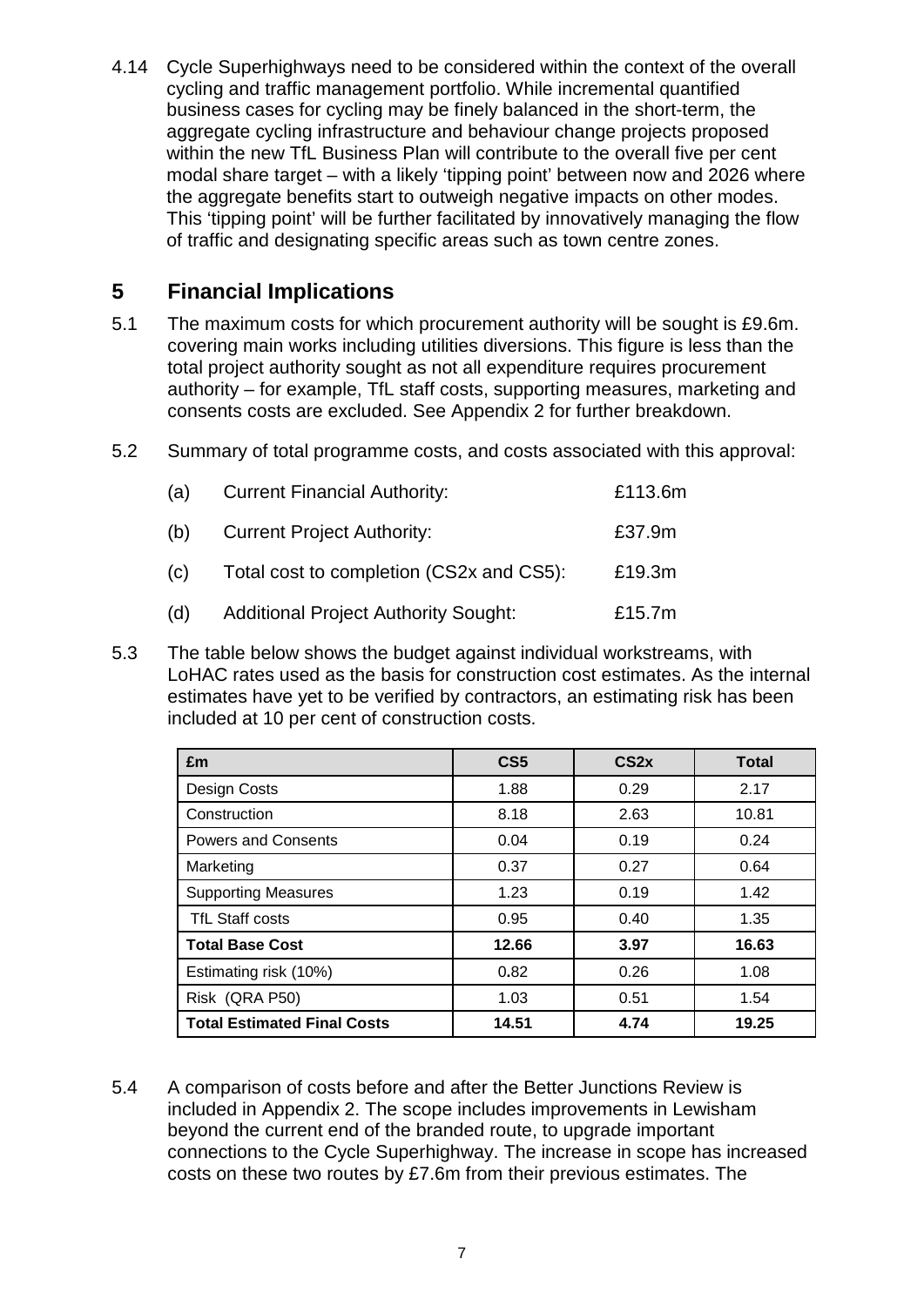4.14 Cycle Superhighways need to be considered within the context of the overall cycling and traffic management portfolio. While incremental quantified business cases for cycling may be finely balanced in the short-term, the aggregate cycling infrastructure and behaviour change projects proposed within the new TfL Business Plan will contribute to the overall five per cent modal share target – with a likely 'tipping point' between now and 2026 where the aggregate benefits start to outweigh negative impacts on other modes. This 'tipping point' will be further facilitated by innovatively managing the flow of traffic and designating specific areas such as town centre zones.

## 5 Financial Implications

5.1 The maximum costs for which procurement authority will be sought is £9.6m. covering main works including utilities diversions. This figure is less than the total project authority sought as not all expenditure requires procurement authority – for example, TfL staff costs, supporting measures, marketing and consents costs are excluded. See Appendix 2 for further breakdown.

5.2 Summary of total programme costs, and costs associated with this approval:

| | | |
|---|---|---|
| (a) | Current Financial Authority: | £113.6m |
| (b) | Current Project Authority: | £37.9m |
| (c) | Total cost to completion (CS2x and CS5): | £19.3m |
| (d) | Additional Project Authority Sought: | £15.7m |

5.3 The table below shows the budget against individual workstreams, with LoHAC rates used as the basis for construction cost estimates. As the internal estimates have yet to be verified by contractors, an estimating risk has been included at 10 per cent of construction costs.

| £m | CS5 | CS2x | Total |
|---|---|---|---|
| Design Costs | 1.88 | 0.29 | 2.17 |
| Construction | 8.18 | 2.63 | 10.81 |
| Powers and Consents | 0.04 | 0.19 | 0.24 |
| Marketing | 0.37 | 0.27 | 0.64 |
| Supporting Measures | 1.23 | 0.19 | 1.42 |
| TfL Staff costs | 0.95 | 0.40 | 1.35 |
| **Total Base Cost** | **12.66** | **3.97** | **16.63** |
| Estimating risk (10%) | 0.82 | 0.26 | 1.08 |
| Risk (QRA P50) | 1.03 | 0.51 | 1.54 |
| **Total Estimated Final Costs** | **14.51** | **4.74** | **19.25** |

5.4 A comparison of costs before and after the Better Junctions Review is included in Appendix 2. The scope includes improvements in Lewisham beyond the current end of the branded route, to upgrade important connections to the Cycle Superhighway. The increase in scope has increased costs on these two routes by £7.6m from their previous estimates. The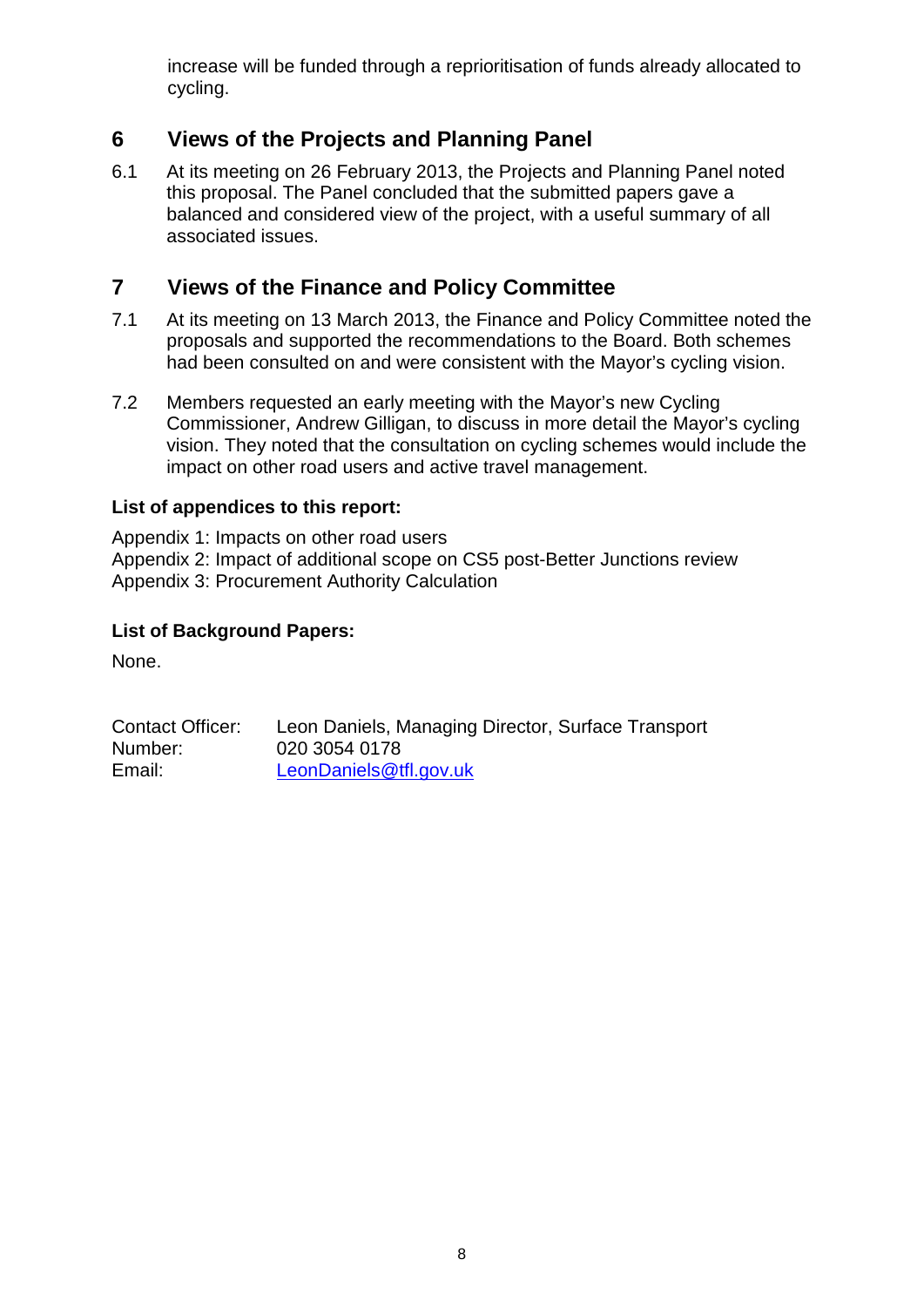increase will be funded through a reprioritisation of funds already allocated to cycling.

## 6 Views of the Projects and Planning Panel

6.1 At its meeting on 26 February 2013, the Projects and Planning Panel noted this proposal. The Panel concluded that the submitted papers gave a balanced and considered view of the project, with a useful summary of all associated issues.

## 7 Views of the Finance and Policy Committee

7.1 At its meeting on 13 March 2013, the Finance and Policy Committee noted the proposals and supported the recommendations to the Board. Both schemes had been consulted on and were consistent with the Mayor's cycling vision.

7.2 Members requested an early meeting with the Mayor's new Cycling Commissioner, Andrew Gilligan, to discuss in more detail the Mayor's cycling vision. They noted that the consultation on cycling schemes would include the impact on other road users and active travel management.

**List of appendices to this report:**

Appendix 1: Impacts on other road users
Appendix 2: Impact of additional scope on CS5 post-Better Junctions review
Appendix 3: Procurement Authority Calculation

**List of Background Papers:**

None.

Contact Officer: Leon Daniels, Managing Director, Surface Transport
Number: 020 3054 0178
Email: LeonDaniels@tfl.gov.uk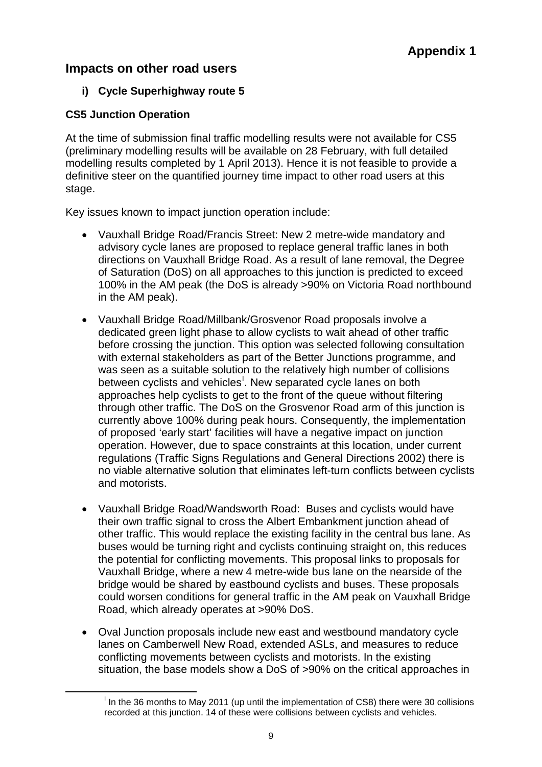**Appendix 1**

## Impacts on other road users

### i) Cycle Superhighway route 5

**CS5 Junction Operation**

At the time of submission final traffic modelling results were not available for CS5 (preliminary modelling results will be available on 28 February, with full detailed modelling results completed by 1 April 2013). Hence it is not feasible to provide a definitive steer on the quantified journey time impact to other road users at this stage.

Key issues known to impact junction operation include:

- Vauxhall Bridge Road/Francis Street: New 2 metre-wide mandatory and advisory cycle lanes are proposed to replace general traffic lanes in both directions on Vauxhall Bridge Road. As a result of lane removal, the Degree of Saturation (DoS) on all approaches to this junction is predicted to exceed 100% in the AM peak (the DoS is already >90% on Victoria Road northbound in the AM peak).

- Vauxhall Bridge Road/Millbank/Grosvenor Road proposals involve a dedicated green light phase to allow cyclists to wait ahead of other traffic before crossing the junction. This option was selected following consultation with external stakeholders as part of the Better Junctions programme, and was seen as a suitable solution to the relatively high number of collisions between cyclists and vehicles[I]. New separated cycle lanes on both approaches help cyclists to get to the front of the queue without filtering through other traffic. The DoS on the Grosvenor Road arm of this junction is currently above 100% during peak hours. Consequently, the implementation of proposed 'early start' facilities will have a negative impact on junction operation. However, due to space constraints at this location, under current regulations (Traffic Signs Regulations and General Directions 2002) there is no viable alternative solution that eliminates left-turn conflicts between cyclists and motorists.

- Vauxhall Bridge Road/Wandsworth Road: Buses and cyclists would have their own traffic signal to cross the Albert Embankment junction ahead of other traffic. This would replace the existing facility in the central bus lane. As buses would be turning right and cyclists continuing straight on, this reduces the potential for conflicting movements. This proposal links to proposals for Vauxhall Bridge, where a new 4 metre-wide bus lane on the nearside of the bridge would be shared by eastbound cyclists and buses. These proposals could worsen conditions for general traffic in the AM peak on Vauxhall Bridge Road, which already operates at >90% DoS.

- Oval Junction proposals include new east and westbound mandatory cycle lanes on Camberwell New Road, extended ASLs, and measures to reduce conflicting movements between cyclists and motorists. In the existing situation, the base models show a DoS of >90% on the critical approaches in

---

[I] In the 36 months to May 2011 (up until the implementation of CS8) there were 30 collisions recorded at this junction. 14 of these were collisions between cyclists and vehicles.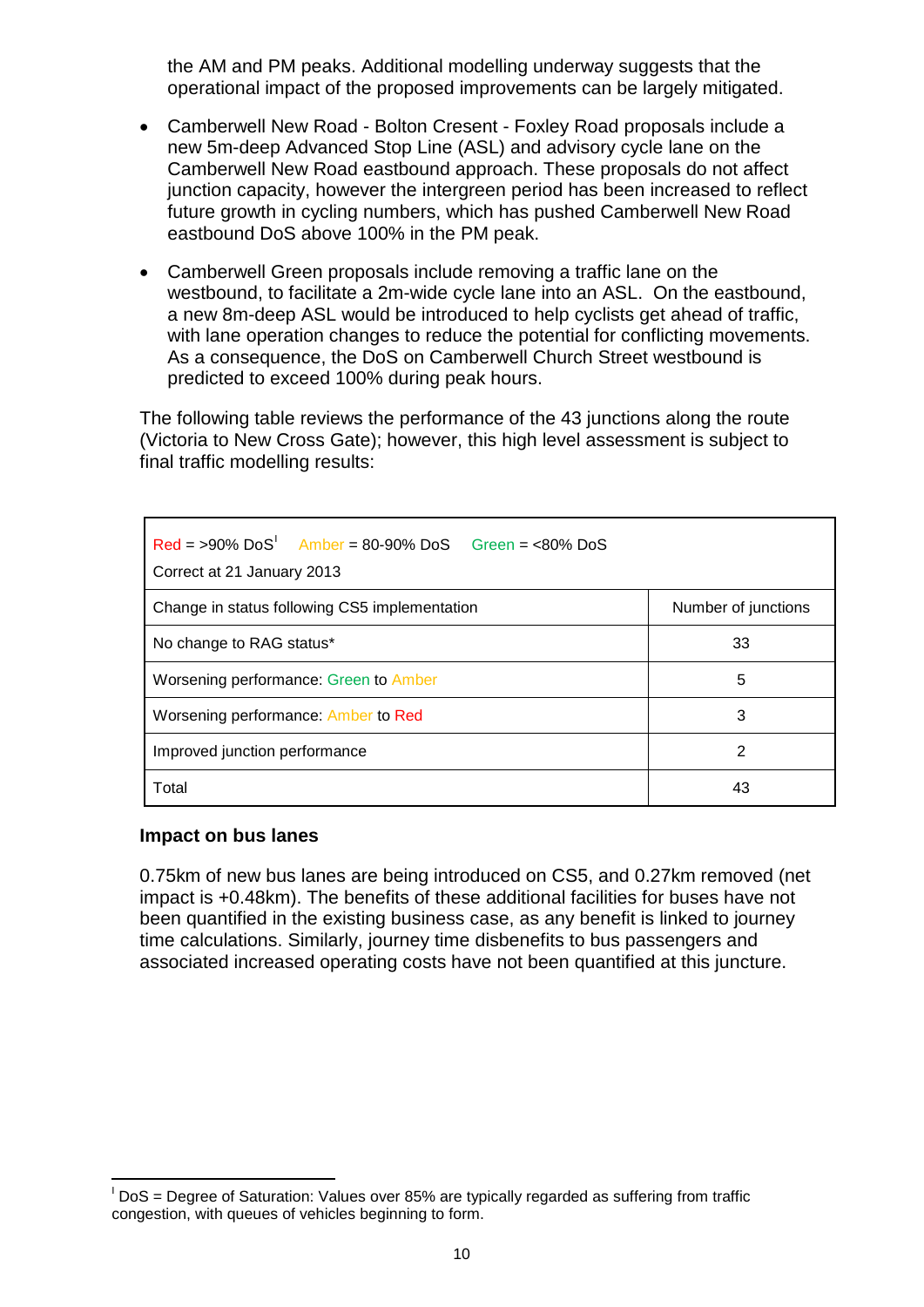the AM and PM peaks. Additional modelling underway suggests that the operational impact of the proposed improvements can be largely mitigated.

- Camberwell New Road - Bolton Cresent - Foxley Road proposals include a new 5m-deep Advanced Stop Line (ASL) and advisory cycle lane on the Camberwell New Road eastbound approach. These proposals do not affect junction capacity, however the intergreen period has been increased to reflect future growth in cycling numbers, which has pushed Camberwell New Road eastbound DoS above 100% in the PM peak.

- Camberwell Green proposals include removing a traffic lane on the westbound, to facilitate a 2m-wide cycle lane into an ASL. On the eastbound, a new 8m-deep ASL would be introduced to help cyclists get ahead of traffic, with lane operation changes to reduce the potential for conflicting movements. As a consequence, the DoS on Camberwell Church Street westbound is predicted to exceed 100% during peak hours.

The following table reviews the performance of the 43 junctions along the route (Victoria to New Cross Gate); however, this high level assessment is subject to final traffic modelling results:

| Red = >90% DoS[i] Amber = 80-90% DoS Green = <80% DoS<br>Correct at 21 January 2013 | |
|---|---|
| Change in status following CS5 implementation | Number of junctions |
| No change to RAG status* | 33 |
| Worsening performance: Green to Amber | 5 |
| Worsening performance: Amber to Red | 3 |
| Improved junction performance | 2 |
| Total | 43 |

### Impact on bus lanes

0.75km of new bus lanes are being introduced on CS5, and 0.27km removed (net impact is +0.48km). The benefits of these additional facilities for buses have not been quantified in the existing business case, as any benefit is linked to journey time calculations. Similarly, journey time disbenefits to bus passengers and associated increased operating costs have not been quantified at this juncture.

[i] DoS = Degree of Saturation: Values over 85% are typically regarded as suffering from traffic congestion, with queues of vehicles beginning to form.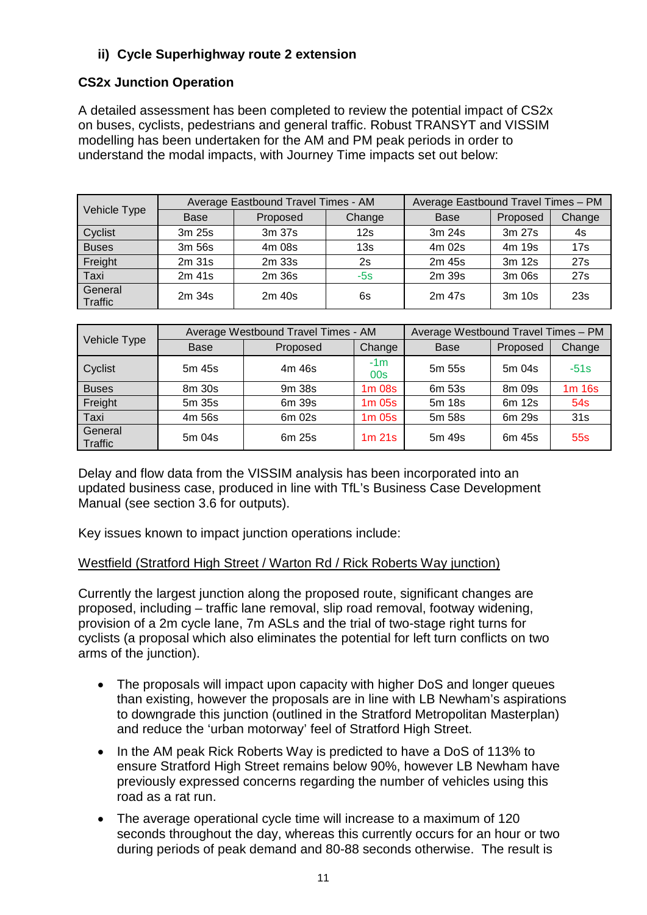#### ii) Cycle Superhighway route 2 extension

**CS2x Junction Operation**

A detailed assessment has been completed to review the potential impact of CS2x on buses, cyclists, pedestrians and general traffic. Robust TRANSYT and VISSIM modelling has been undertaken for the AM and PM peak periods in order to understand the modal impacts, with Journey Time impacts set out below:

| Vehicle Type | Average Eastbound Travel Times - AM | | | Average Eastbound Travel Times – PM | | |
|---|---|---|---|---|---|---|
| | Base | Proposed | Change | Base | Proposed | Change |
| Cyclist | 3m 25s | 3m 37s | 12s | 3m 24s | 3m 27s | 4s |
| Buses | 3m 56s | 4m 08s | 13s | 4m 02s | 4m 19s | 17s |
| Freight | 2m 31s | 2m 33s | 2s | 2m 45s | 3m 12s | 27s |
| Taxi | 2m 41s | 2m 36s | -5s | 2m 39s | 3m 06s | 27s |
| General Traffic | 2m 34s | 2m 40s | 6s | 2m 47s | 3m 10s | 23s |

| Vehicle Type | Average Westbound Travel Times - AM | | | Average Westbound Travel Times – PM | | |
|---|---|---|---|---|---|---|
| | Base | Proposed | Change | Base | Proposed | Change |
| Cyclist | 5m 45s | 4m 46s | -1m 00s | 5m 55s | 5m 04s | -51s |
| Buses | 8m 30s | 9m 38s | 1m 08s | 6m 53s | 8m 09s | 1m 16s |
| Freight | 5m 35s | 6m 39s | 1m 05s | 5m 18s | 6m 12s | 54s |
| Taxi | 4m 56s | 6m 02s | 1m 05s | 5m 58s | 6m 29s | 31s |
| General Traffic | 5m 04s | 6m 25s | 1m 21s | 5m 49s | 6m 45s | 55s |

Delay and flow data from the VISSIM analysis has been incorporated into an updated business case, produced in line with TfL's Business Case Development Manual (see section 3.6 for outputs).

Key issues known to impact junction operations include:

<u>Westfield (Stratford High Street / Warton Rd / Rick Roberts Way junction)</u>

Currently the largest junction along the proposed route, significant changes are proposed, including – traffic lane removal, slip road removal, footway widening, provision of a 2m cycle lane, 7m ASLs and the trial of two-stage right turns for cyclists (a proposal which also eliminates the potential for left turn conflicts on two arms of the junction).

- The proposals will impact upon capacity with higher DoS and longer queues than existing, however the proposals are in line with LB Newham's aspirations to downgrade this junction (outlined in the Stratford Metropolitan Masterplan) and reduce the 'urban motorway' feel of Stratford High Street.
- In the AM peak Rick Roberts Way is predicted to have a DoS of 113% to ensure Stratford High Street remains below 90%, however LB Newham have previously expressed concerns regarding the number of vehicles using this road as a rat run.
- The average operational cycle time will increase to a maximum of 120 seconds throughout the day, whereas this currently occurs for an hour or two during periods of peak demand and 80-88 seconds otherwise. The result is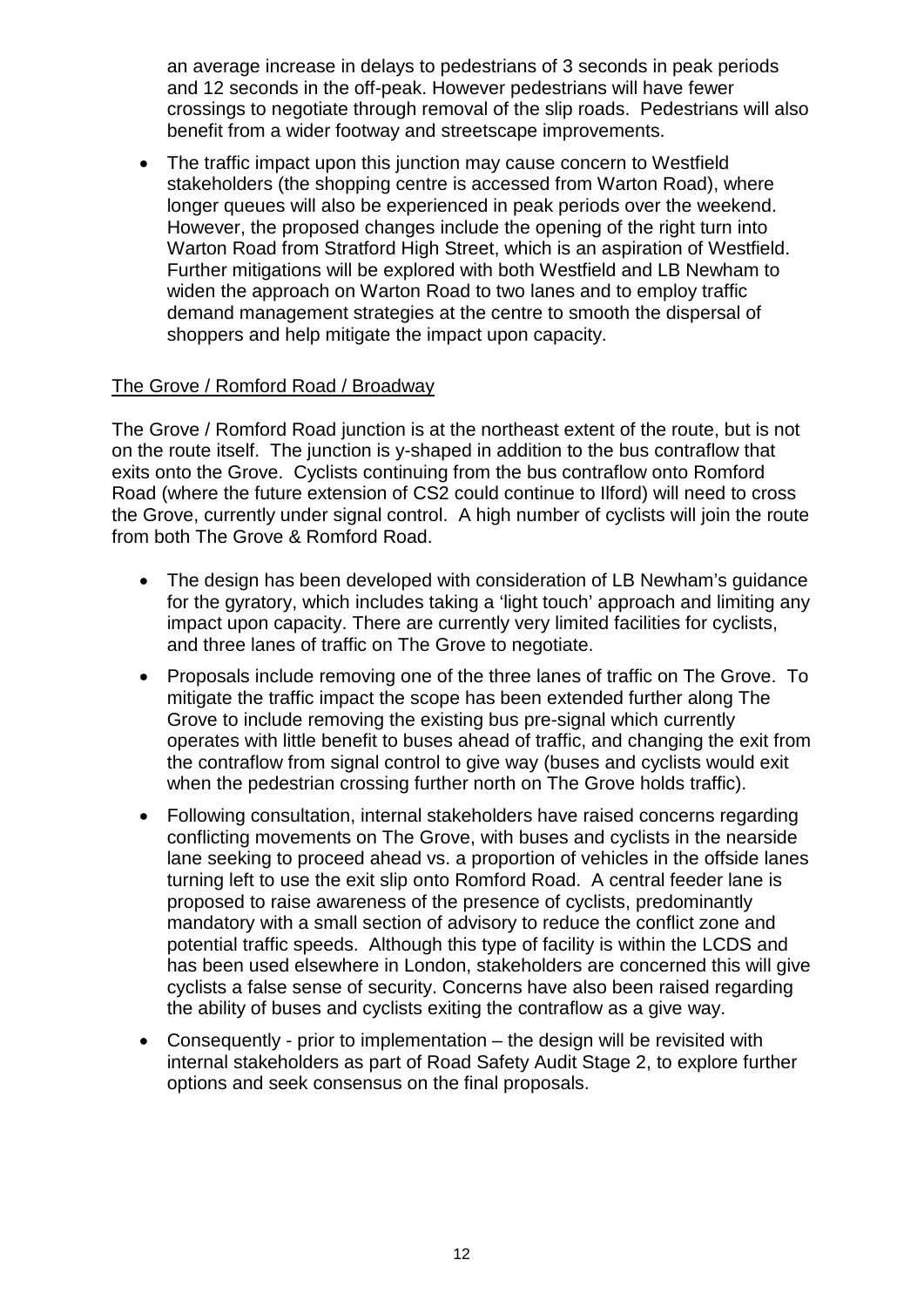an average increase in delays to pedestrians of 3 seconds in peak periods and 12 seconds in the off-peak. However pedestrians will have fewer crossings to negotiate through removal of the slip roads. Pedestrians will also benefit from a wider footway and streetscape improvements.

- The traffic impact upon this junction may cause concern to Westfield stakeholders (the shopping centre is accessed from Warton Road), where longer queues will also be experienced in peak periods over the weekend. However, the proposed changes include the opening of the right turn into Warton Road from Stratford High Street, which is an aspiration of Westfield. Further mitigations will be explored with both Westfield and LB Newham to widen the approach on Warton Road to two lanes and to employ traffic demand management strategies at the centre to smooth the dispersal of shoppers and help mitigate the impact upon capacity.

The Grove / Romford Road / Broadway

The Grove / Romford Road junction is at the northeast extent of the route, but is not on the route itself. The junction is y-shaped in addition to the bus contraflow that exits onto the Grove. Cyclists continuing from the bus contraflow onto Romford Road (where the future extension of CS2 could continue to Ilford) will need to cross the Grove, currently under signal control. A high number of cyclists will join the route from both The Grove & Romford Road.

- The design has been developed with consideration of LB Newham's guidance for the gyratory, which includes taking a 'light touch' approach and limiting any impact upon capacity. There are currently very limited facilities for cyclists, and three lanes of traffic on The Grove to negotiate.
- Proposals include removing one of the three lanes of traffic on The Grove. To mitigate the traffic impact the scope has been extended further along The Grove to include removing the existing bus pre-signal which currently operates with little benefit to buses ahead of traffic, and changing the exit from the contraflow from signal control to give way (buses and cyclists would exit when the pedestrian crossing further north on The Grove holds traffic).
- Following consultation, internal stakeholders have raised concerns regarding conflicting movements on The Grove, with buses and cyclists in the nearside lane seeking to proceed ahead vs. a proportion of vehicles in the offside lanes turning left to use the exit slip onto Romford Road. A central feeder lane is proposed to raise awareness of the presence of cyclists, predominantly mandatory with a small section of advisory to reduce the conflict zone and potential traffic speeds. Although this type of facility is within the LCDS and has been used elsewhere in London, stakeholders are concerned this will give cyclists a false sense of security. Concerns have also been raised regarding the ability of buses and cyclists exiting the contraflow as a give way.
- Consequently - prior to implementation – the design will be revisited with internal stakeholders as part of Road Safety Audit Stage 2, to explore further options and seek consensus on the final proposals.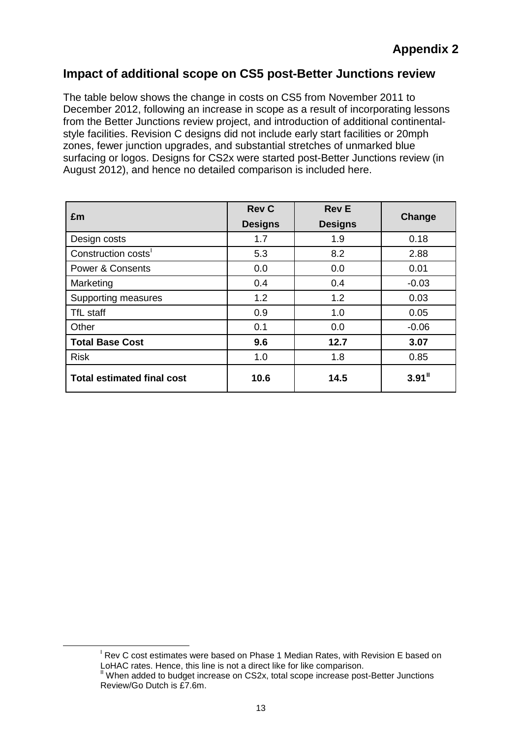## Appendix 2

### Impact of additional scope on CS5 post-Better Junctions review

The table below shows the change in costs on CS5 from November 2011 to December 2012, following an increase in scope as a result of incorporating lessons from the Better Junctions review project, and introduction of additional continental-style facilities. Revision C designs did not include early start facilities or 20mph zones, fewer junction upgrades, and substantial stretches of unmarked blue surfacing or logos. Designs for CS2x were started post-Better Junctions review (in August 2012), and hence no detailed comparison is included here.

| £m | Rev C Designs | Rev E Designs | Change |
|---|---|---|---|
| Design costs | 1.7 | 1.9 | 0.18 |
| Construction costs[I] | 5.3 | 8.2 | 2.88 |
| Power & Consents | 0.0 | 0.0 | 0.01 |
| Marketing | 0.4 | 0.4 | -0.03 |
| Supporting measures | 1.2 | 1.2 | 0.03 |
| TfL staff | 0.9 | 1.0 | 0.05 |
| Other | 0.1 | 0.0 | -0.06 |
| **Total Base Cost** | **9.6** | **12.7** | **3.07** |
| Risk | 1.0 | 1.8 | 0.85 |
| **Total estimated final cost** | **10.6** | **14.5** | **3.91**[II] |

[I] Rev C cost estimates were based on Phase 1 Median Rates, with Revision E based on LoHAC rates. Hence, this line is not a direct like for like comparison.

[II] When added to budget increase on CS2x, total scope increase post-Better Junctions Review/Go Dutch is £7.6m.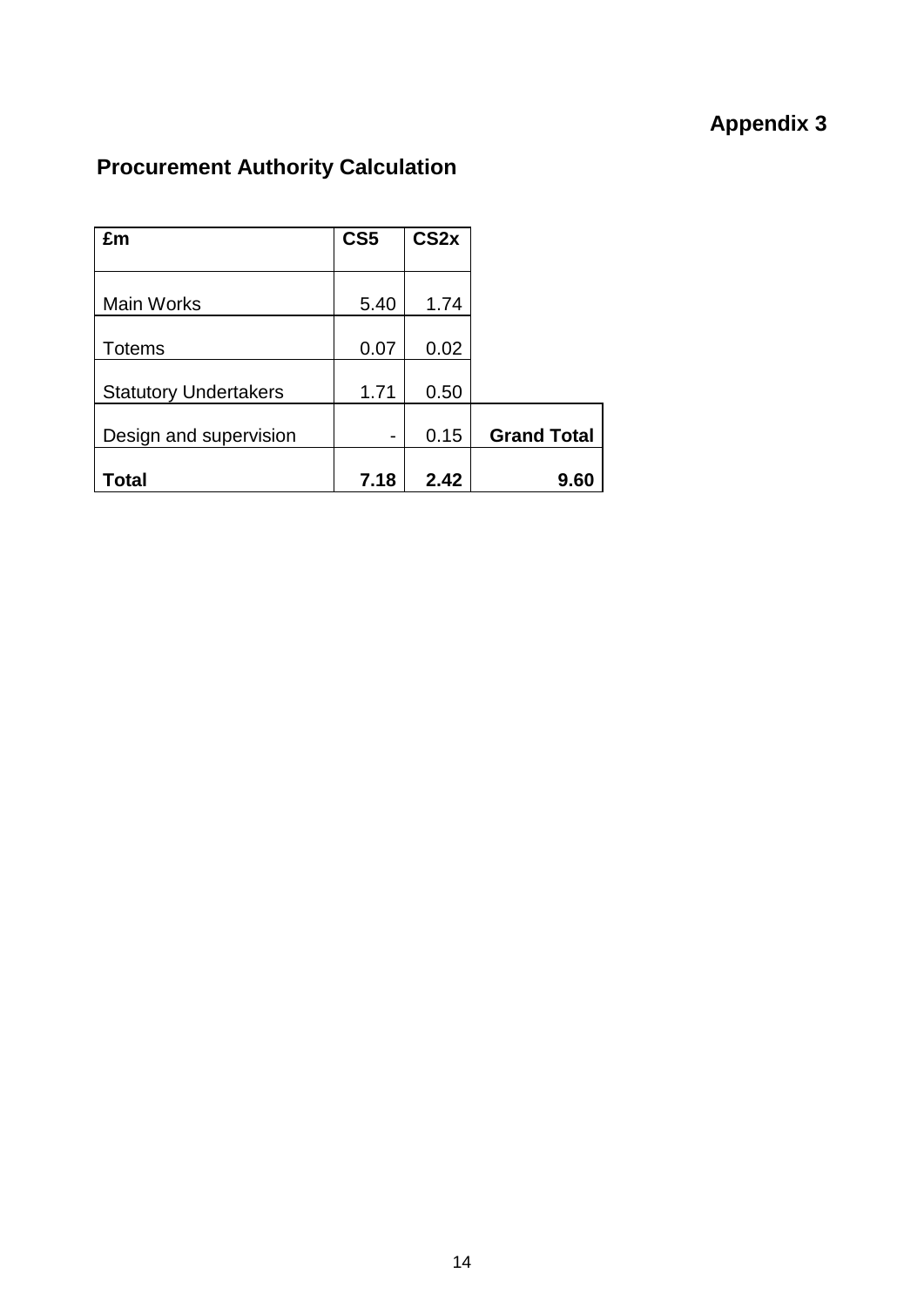**Appendix 3**

## Procurement Authority Calculation

| £m | CS5 | CS2x | |
|---|---|---|---|
| Main Works | 5.40 | 1.74 | |
| Totems | 0.07 | 0.02 | |
| Statutory Undertakers | 1.71 | 0.50 | |
| Design and supervision | - | 0.15 | **Grand Total** |
| **Total** | **7.18** | **2.42** | **9.60** |